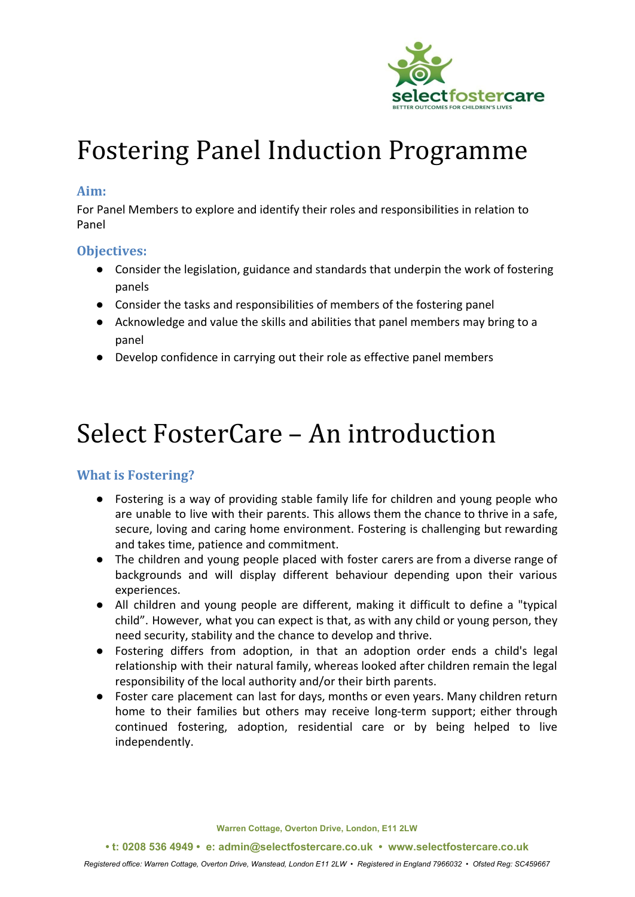# Fostering Panel Induction Programme

### Aim:

For Panel Members to explore and identify their roles and responsibilities in relation to Panel

### Objectives:

- Consider the legislation, guidance and standards that underpin the work of fostering panels
- Consider the tasks and responsibilities of members of the fostering panel
- Acknowledge and value the skills and abilities that panel members may bring to a panel
- Develop confidence in carrying out their role as effective panel members

# Select FosterCare – An introduction

### What is Fostering?

- Fostering is a way of providing stable family life for children and young people who are unable to live with their parents. This allows them the chance to thrive in a safe, secure, loving and caring home environment. Fostering is challenging but rewarding and takes time, patience and commitment.
- The children and young people placed with foster carers are from a diverse range of backgrounds and will display different behaviour depending upon their various experiences.
- All children and young people are different, making it difficult to define a "typical child". However, what you can expect is that, as with any child or young person, they need security, stability and the chance to develop and thrive.
- Fostering differs from adoption, in that an adoption order ends a child's legal relationship with their natural family, whereas looked after children remain the legal responsibility of the local authority and/or their birth parents.
- Foster care placement can last for days, months or even years. Many children return home to their families but others may receive long-term support; either through continued fostering, adoption, residential care or by being helped to live independently.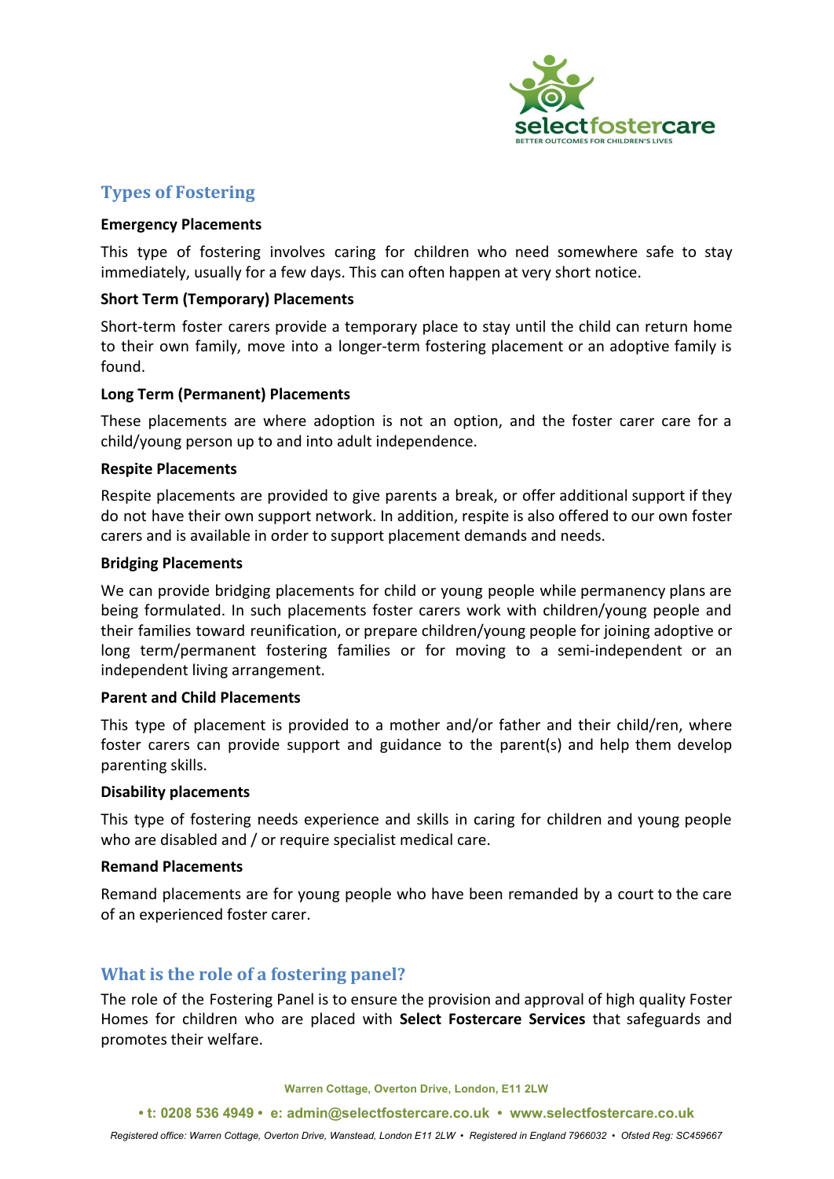## Types of Fostering

**Emergency Placements**

This type of fostering involves caring for children who need somewhere safe to stay immediately, usually for a few days. This can often happen at very short notice.

**Short Term (Temporary) Placements**

Short-term foster carers provide a temporary place to stay until the child can return home to their own family, move into a longer-term fostering placement or an adoptive family is found.

**Long Term (Permanent) Placements**

These placements are where adoption is not an option, and the foster carer care for a child/young person up to and into adult independence.

**Respite Placements**

Respite placements are provided to give parents a break, or offer additional support if they do not have their own support network. In addition, respite is also offered to our own foster carers and is available in order to support placement demands and needs.

**Bridging Placements**

We can provide bridging placements for child or young people while permanency plans are being formulated. In such placements foster carers work with children/young people and their families toward reunification, or prepare children/young people for joining adoptive or long term/permanent fostering families or for moving to a semi-independent or an independent living arrangement.

**Parent and Child Placements**

This type of placement is provided to a mother and/or father and their child/ren, where foster carers can provide support and guidance to the parent(s) and help them develop parenting skills.

**Disability placements**

This type of fostering needs experience and skills in caring for children and young people who are disabled and / or require specialist medical care.

**Remand Placements**

Remand placements are for young people who have been remanded by a court to the care of an experienced foster carer.

## What is the role of a fostering panel?

The role of the Fostering Panel is to ensure the provision and approval of high quality Foster Homes for children who are placed with **Select Fostercare Services** that safeguards and promotes their welfare.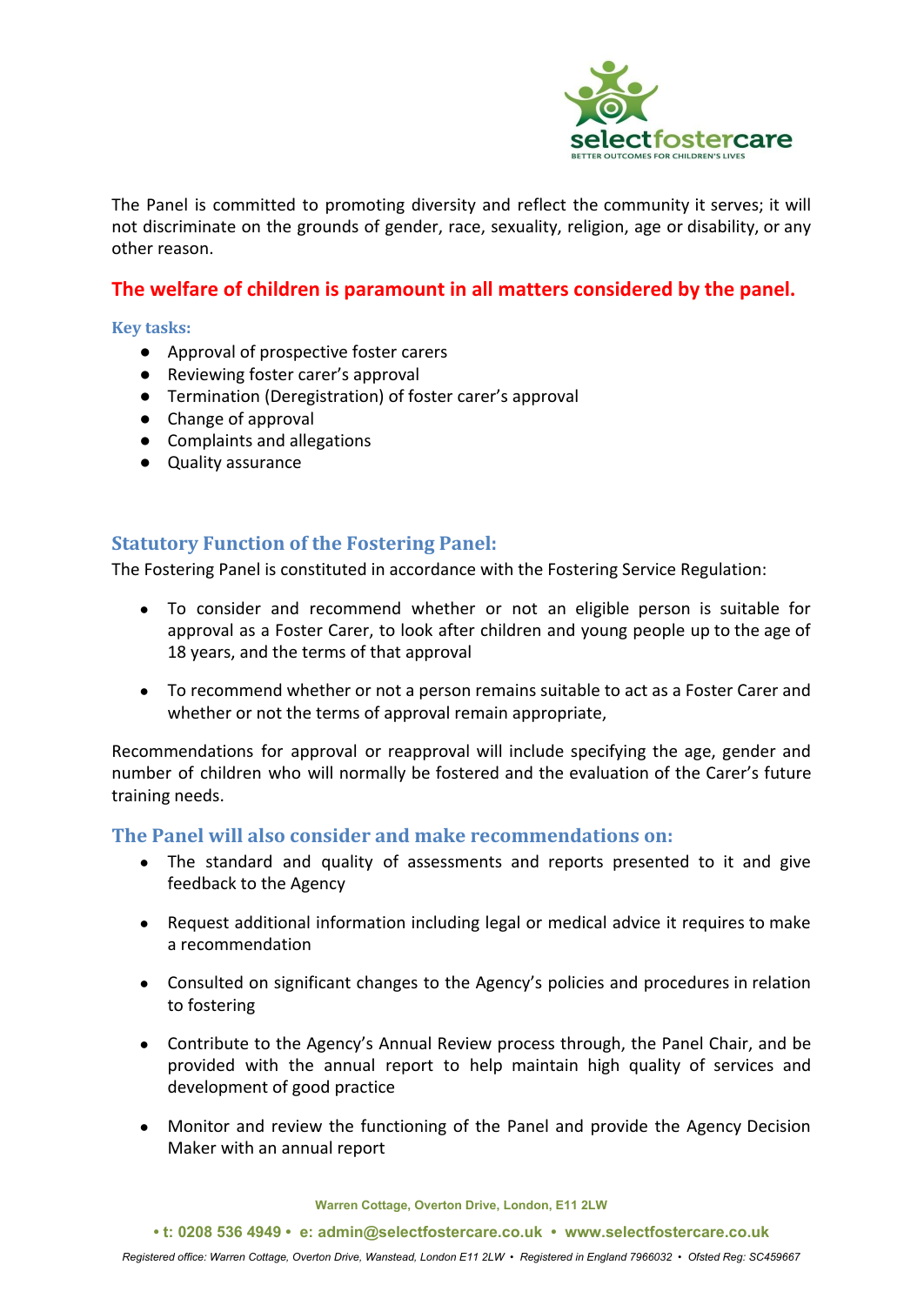The Panel is committed to promoting diversity and reflect the community it serves; it will not discriminate on the grounds of gender, race, sexuality, religion, age or disability, or any other reason.

**The welfare of children is paramount in all matters considered by the panel.**

**Key tasks:**

- Approval of prospective foster carers
- Reviewing foster carer's approval
- Termination (Deregistration) of foster carer's approval
- Change of approval
- Complaints and allegations
- Quality assurance

## Statutory Function of the Fostering Panel:

The Fostering Panel is constituted in accordance with the Fostering Service Regulation:

- To consider and recommend whether or not an eligible person is suitable for approval as a Foster Carer, to look after children and young people up to the age of 18 years, and the terms of that approval

- To recommend whether or not a person remains suitable to act as a Foster Carer and whether or not the terms of approval remain appropriate,

Recommendations for approval or reapproval will include specifying the age, gender and number of children who will normally be fostered and the evaluation of the Carer's future training needs.

## The Panel will also consider and make recommendations on:

- The standard and quality of assessments and reports presented to it and give feedback to the Agency

- Request additional information including legal or medical advice it requires to make a recommendation

- Consulted on significant changes to the Agency's policies and procedures in relation to fostering

- Contribute to the Agency's Annual Review process through, the Panel Chair, and be provided with the annual report to help maintain high quality of services and development of good practice

- Monitor and review the functioning of the Panel and provide the Agency Decision Maker with an annual report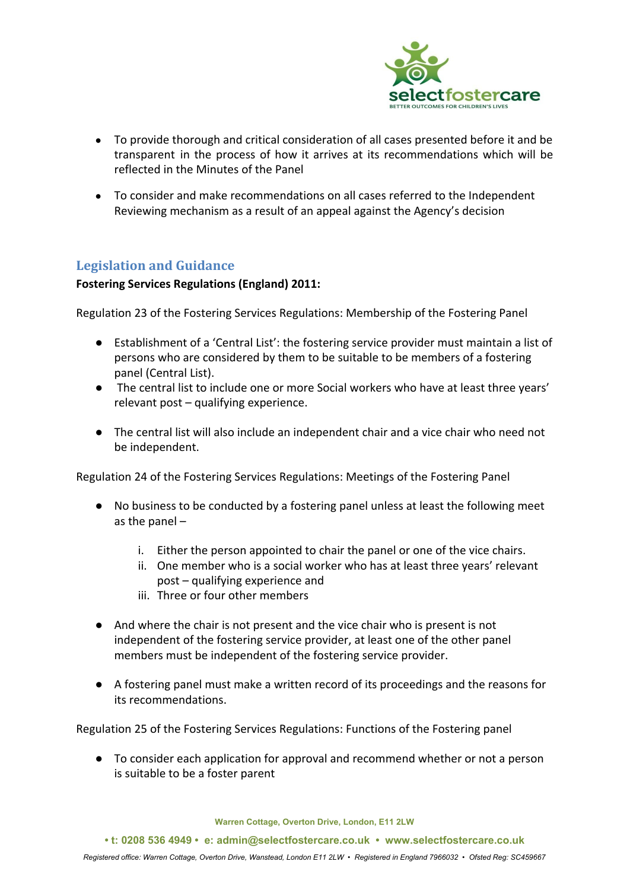- To provide thorough and critical consideration of all cases presented before it and be transparent in the process of how it arrives at its recommendations which will be reflected in the Minutes of the Panel

- To consider and make recommendations on all cases referred to the Independent Reviewing mechanism as a result of an appeal against the Agency's decision

## Legislation and Guidance

**Fostering Services Regulations (England) 2011:**

Regulation 23 of the Fostering Services Regulations: Membership of the Fostering Panel

- Establishment of a 'Central List': the fostering service provider must maintain a list of persons who are considered by them to be suitable to be members of a fostering panel (Central List).
- The central list to include one or more Social workers who have at least three years' relevant post – qualifying experience.

- The central list will also include an independent chair and a vice chair who need not be independent.

Regulation 24 of the Fostering Services Regulations: Meetings of the Fostering Panel

- No business to be conducted by a fostering panel unless at least the following meet as the panel –

    i. Either the person appointed to chair the panel or one of the vice chairs.
    ii. One member who is a social worker who has at least three years' relevant post – qualifying experience and
    iii. Three or four other members

- And where the chair is not present and the vice chair who is present is not independent of the fostering service provider, at least one of the other panel members must be independent of the fostering service provider.

- A fostering panel must make a written record of its proceedings and the reasons for its recommendations.

Regulation 25 of the Fostering Services Regulations: Functions of the Fostering panel

- To consider each application for approval and recommend whether or not a person is suitable to be a foster parent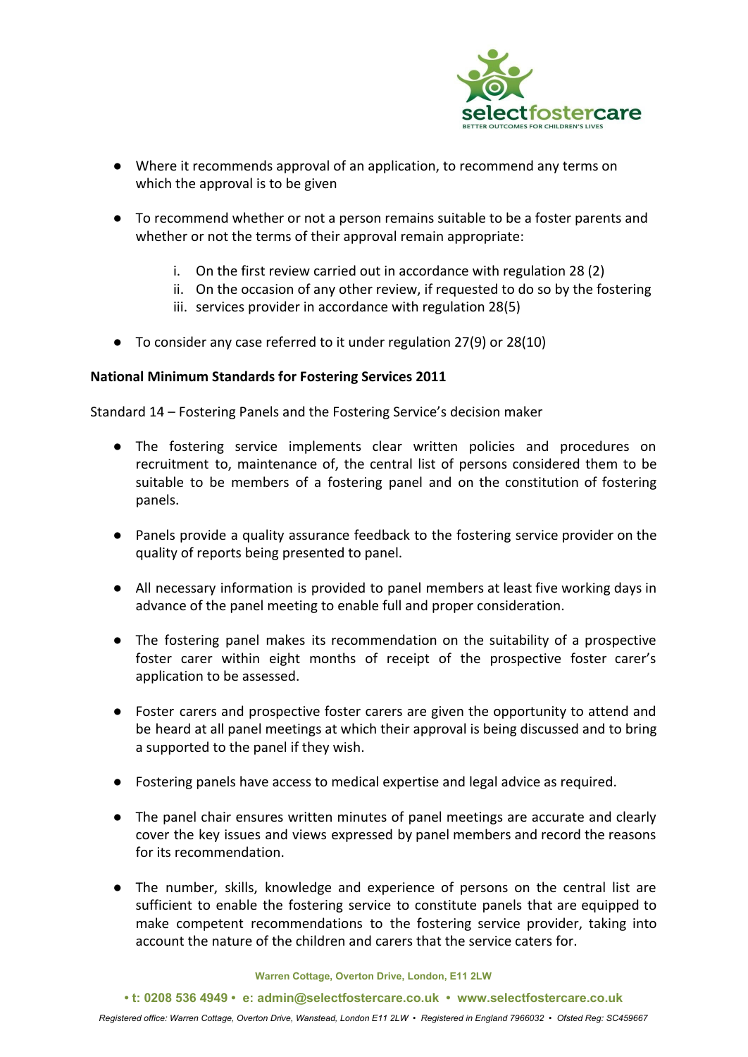- Where it recommends approval of an application, to recommend any terms on which the approval is to be given
- To recommend whether or not a person remains suitable to be a foster parents and whether or not the terms of their approval remain appropriate:
    i. On the first review carried out in accordance with regulation 28 (2)
    ii. On the occasion of any other review, if requested to do so by the fostering
    iii. services provider in accordance with regulation 28(5)
- To consider any case referred to it under regulation 27(9) or 28(10)

**National Minimum Standards for Fostering Services 2011**

Standard 14 – Fostering Panels and the Fostering Service's decision maker

- The fostering service implements clear written policies and procedures on recruitment to, maintenance of, the central list of persons considered them to be suitable to be members of a fostering panel and on the constitution of fostering panels.
- Panels provide a quality assurance feedback to the fostering service provider on the quality of reports being presented to panel.
- All necessary information is provided to panel members at least five working days in advance of the panel meeting to enable full and proper consideration.
- The fostering panel makes its recommendation on the suitability of a prospective foster carer within eight months of receipt of the prospective foster carer's application to be assessed.
- Foster carers and prospective foster carers are given the opportunity to attend and be heard at all panel meetings at which their approval is being discussed and to bring a supported to the panel if they wish.
- Fostering panels have access to medical expertise and legal advice as required.
- The panel chair ensures written minutes of panel meetings are accurate and clearly cover the key issues and views expressed by panel members and record the reasons for its recommendation.
- The number, skills, knowledge and experience of persons on the central list are sufficient to enable the fostering service to constitute panels that are equipped to make competent recommendations to the fostering service provider, taking into account the nature of the children and carers that the service caters for.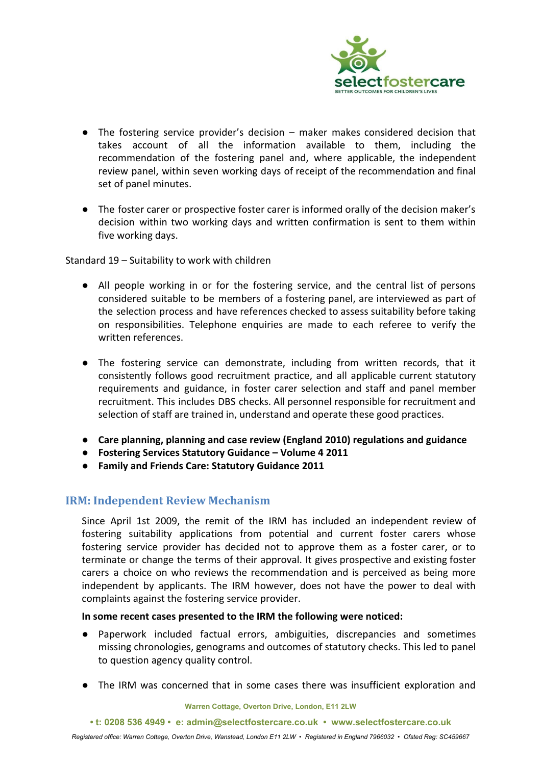- The fostering service provider's decision – maker makes considered decision that takes account of all the information available to them, including the recommendation of the fostering panel and, where applicable, the independent review panel, within seven working days of receipt of the recommendation and final set of panel minutes.

- The foster carer or prospective foster carer is informed orally of the decision maker's decision within two working days and written confirmation is sent to them within five working days.

Standard 19 – Suitability to work with children

- All people working in or for the fostering service, and the central list of persons considered suitable to be members of a fostering panel, are interviewed as part of the selection process and have references checked to assess suitability before taking on responsibilities. Telephone enquiries are made to each referee to verify the written references.

- The fostering service can demonstrate, including from written records, that it consistently follows good recruitment practice, and all applicable current statutory requirements and guidance, in foster carer selection and staff and panel member recruitment. This includes DBS checks. All personnel responsible for recruitment and selection of staff are trained in, understand and operate these good practices.

- **Care planning, planning and case review (England 2010) regulations and guidance**
- **Fostering Services Statutory Guidance – Volume 4 2011**
- **Family and Friends Care: Statutory Guidance 2011**

## IRM: Independent Review Mechanism

Since April 1st 2009, the remit of the IRM has included an independent review of fostering suitability applications from potential and current foster carers whose fostering service provider has decided not to approve them as a foster carer, or to terminate or change the terms of their approval. It gives prospective and existing foster carers a choice on who reviews the recommendation and is perceived as being more independent by applicants. The IRM however, does not have the power to deal with complaints against the fostering service provider.

**In some recent cases presented to the IRM the following were noticed:**

- Paperwork included factual errors, ambiguities, discrepancies and sometimes missing chronologies, genograms and outcomes of statutory checks. This led to panel to question agency quality control.

- The IRM was concerned that in some cases there was insufficient exploration and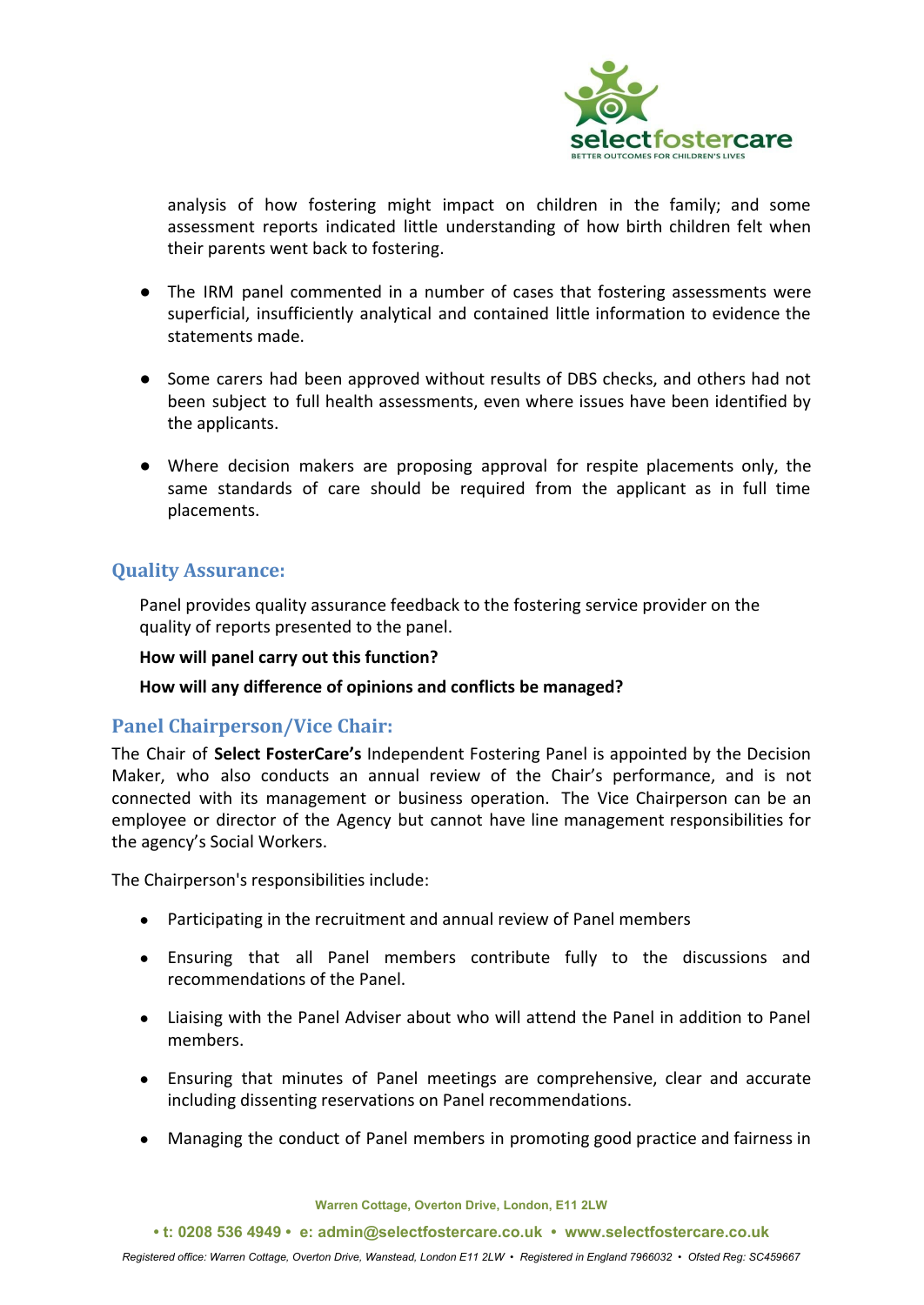analysis of how fostering might impact on children in the family; and some assessment reports indicated little understanding of how birth children felt when their parents went back to fostering.

- The IRM panel commented in a number of cases that fostering assessments were superficial, insufficiently analytical and contained little information to evidence the statements made.
- Some carers had been approved without results of DBS checks, and others had not been subject to full health assessments, even where issues have been identified by the applicants.
- Where decision makers are proposing approval for respite placements only, the same standards of care should be required from the applicant as in full time placements.

## Quality Assurance:

Panel provides quality assurance feedback to the fostering service provider on the quality of reports presented to the panel.

**How will panel carry out this function?**

**How will any difference of opinions and conflicts be managed?**

## Panel Chairperson/Vice Chair:

The Chair of **Select FosterCare's** Independent Fostering Panel is appointed by the Decision Maker, who also conducts an annual review of the Chair's performance, and is not connected with its management or business operation. The Vice Chairperson can be an employee or director of the Agency but cannot have line management responsibilities for the agency's Social Workers.

The Chairperson's responsibilities include:

- Participating in the recruitment and annual review of Panel members
- Ensuring that all Panel members contribute fully to the discussions and recommendations of the Panel.
- Liaising with the Panel Adviser about who will attend the Panel in addition to Panel members.
- Ensuring that minutes of Panel meetings are comprehensive, clear and accurate including dissenting reservations on Panel recommendations.
- Managing the conduct of Panel members in promoting good practice and fairness in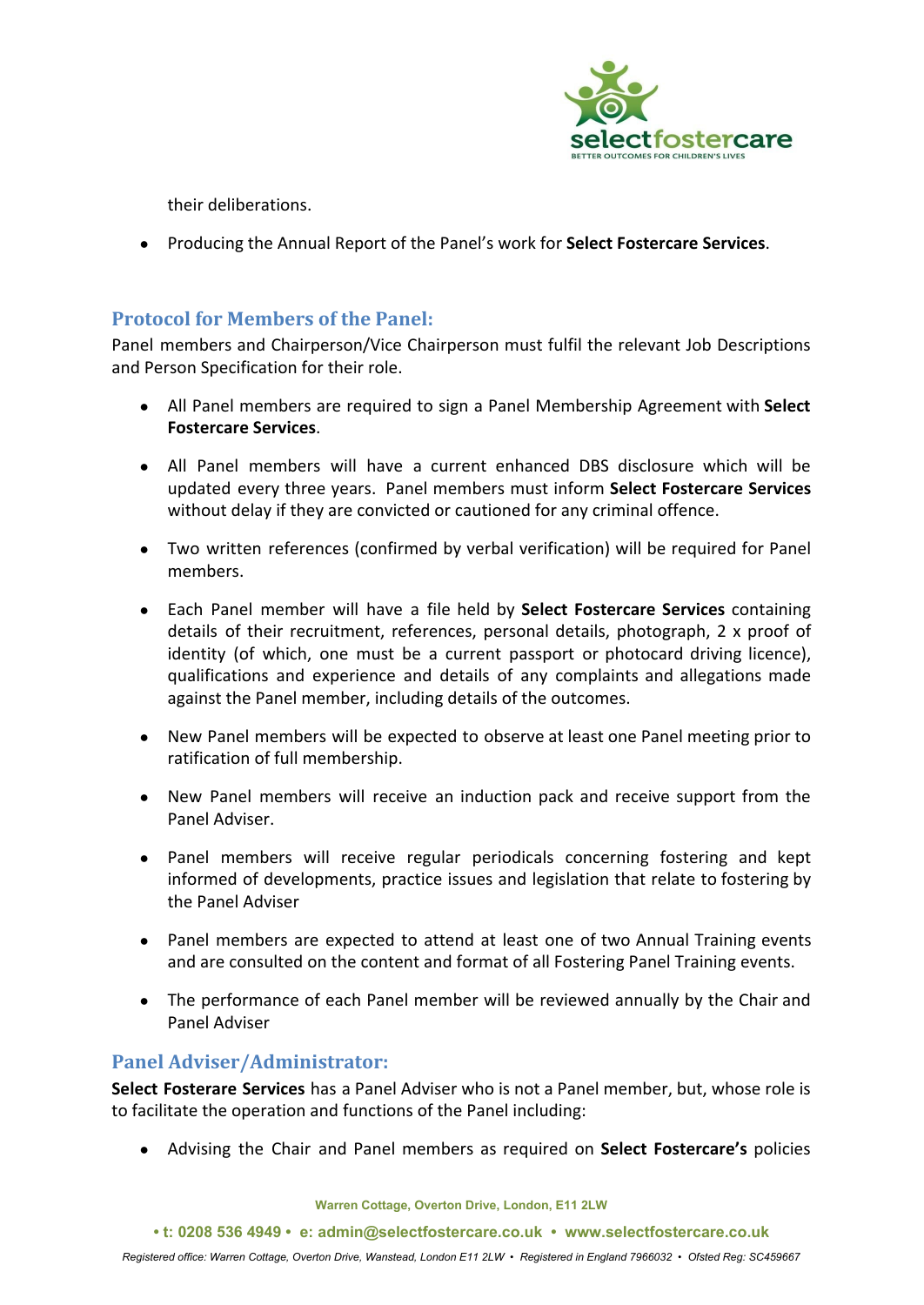their deliberations.

- Producing the Annual Report of the Panel's work for **Select Fostercare Services**.

## Protocol for Members of the Panel:

Panel members and Chairperson/Vice Chairperson must fulfil the relevant Job Descriptions and Person Specification for their role.

- All Panel members are required to sign a Panel Membership Agreement with **Select Fostercare Services**.

- All Panel members will have a current enhanced DBS disclosure which will be updated every three years. Panel members must inform **Select Fostercare Services** without delay if they are convicted or cautioned for any criminal offence.

- Two written references (confirmed by verbal verification) will be required for Panel members.

- Each Panel member will have a file held by **Select Fostercare Services** containing details of their recruitment, references, personal details, photograph, 2 x proof of identity (of which, one must be a current passport or photocard driving licence), qualifications and experience and details of any complaints and allegations made against the Panel member, including details of the outcomes.

- New Panel members will be expected to observe at least one Panel meeting prior to ratification of full membership.

- New Panel members will receive an induction pack and receive support from the Panel Adviser.

- Panel members will receive regular periodicals concerning fostering and kept informed of developments, practice issues and legislation that relate to fostering by the Panel Adviser

- Panel members are expected to attend at least one of two Annual Training events and are consulted on the content and format of all Fostering Panel Training events.

- The performance of each Panel member will be reviewed annually by the Chair and Panel Adviser

## Panel Adviser/Administrator:

**Select Fosterare Services** has a Panel Adviser who is not a Panel member, but, whose role is to facilitate the operation and functions of the Panel including:

- Advising the Chair and Panel members as required on **Select Fostercare's** policies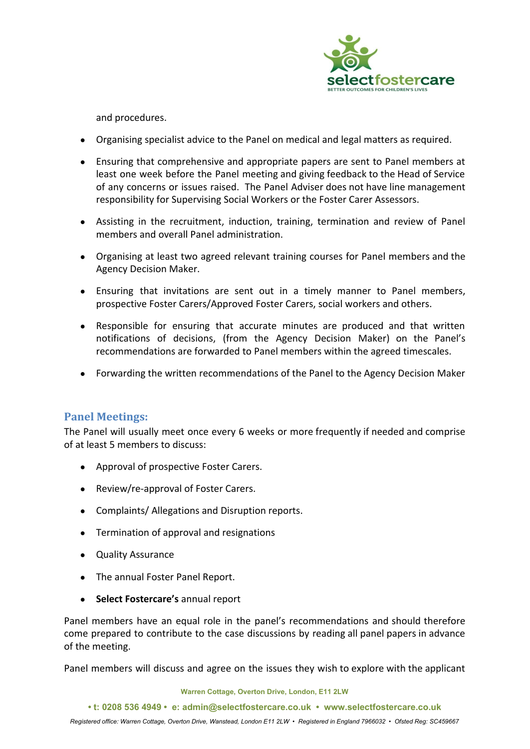and procedures.

- Organising specialist advice to the Panel on medical and legal matters as required.
- Ensuring that comprehensive and appropriate papers are sent to Panel members at least one week before the Panel meeting and giving feedback to the Head of Service of any concerns or issues raised. The Panel Adviser does not have line management responsibility for Supervising Social Workers or the Foster Carer Assessors.
- Assisting in the recruitment, induction, training, termination and review of Panel members and overall Panel administration.
- Organising at least two agreed relevant training courses for Panel members and the Agency Decision Maker.
- Ensuring that invitations are sent out in a timely manner to Panel members, prospective Foster Carers/Approved Foster Carers, social workers and others.
- Responsible for ensuring that accurate minutes are produced and that written notifications of decisions, (from the Agency Decision Maker) on the Panel's recommendations are forwarded to Panel members within the agreed timescales.
- Forwarding the written recommendations of the Panel to the Agency Decision Maker

## Panel Meetings:

The Panel will usually meet once every 6 weeks or more frequently if needed and comprise of at least 5 members to discuss:

- Approval of prospective Foster Carers.
- Review/re-approval of Foster Carers.
- Complaints/ Allegations and Disruption reports.
- Termination of approval and resignations
- Quality Assurance
- The annual Foster Panel Report.
- **Select Fostercare's** annual report

Panel members have an equal role in the panel's recommendations and should therefore come prepared to contribute to the case discussions by reading all panel papers in advance of the meeting.

Panel members will discuss and agree on the issues they wish to explore with the applicant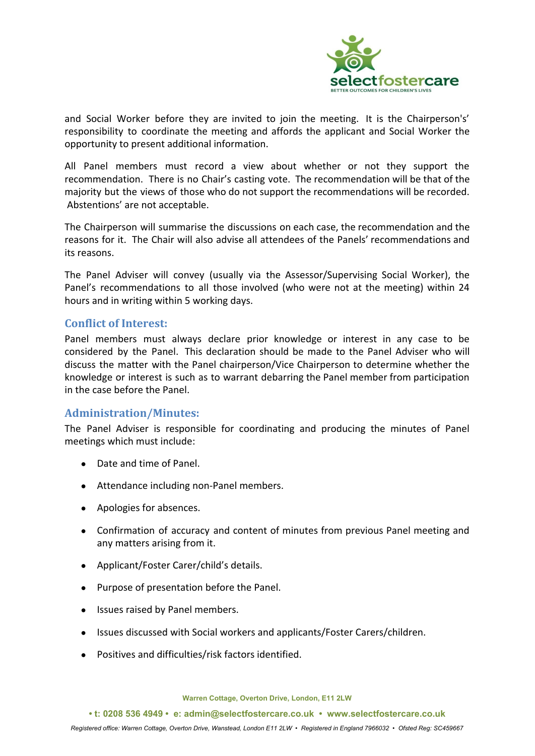and Social Worker before they are invited to join the meeting. It is the Chairperson's' responsibility to coordinate the meeting and affords the applicant and Social Worker the opportunity to present additional information.

All Panel members must record a view about whether or not they support the recommendation. There is no Chair's casting vote. The recommendation will be that of the majority but the views of those who do not support the recommendations will be recorded. Abstentions' are not acceptable.

The Chairperson will summarise the discussions on each case, the recommendation and the reasons for it. The Chair will also advise all attendees of the Panels' recommendations and its reasons.

The Panel Adviser will convey (usually via the Assessor/Supervising Social Worker), the Panel's recommendations to all those involved (who were not at the meeting) within 24 hours and in writing within 5 working days.

## Conflict of Interest:

Panel members must always declare prior knowledge or interest in any case to be considered by the Panel. This declaration should be made to the Panel Adviser who will discuss the matter with the Panel chairperson/Vice Chairperson to determine whether the knowledge or interest is such as to warrant debarring the Panel member from participation in the case before the Panel.

## Administration/Minutes:

The Panel Adviser is responsible for coordinating and producing the minutes of Panel meetings which must include:

- Date and time of Panel.
- Attendance including non-Panel members.
- Apologies for absences.
- Confirmation of accuracy and content of minutes from previous Panel meeting and any matters arising from it.
- Applicant/Foster Carer/child's details.
- Purpose of presentation before the Panel.
- Issues raised by Panel members.
- Issues discussed with Social workers and applicants/Foster Carers/children.
- Positives and difficulties/risk factors identified.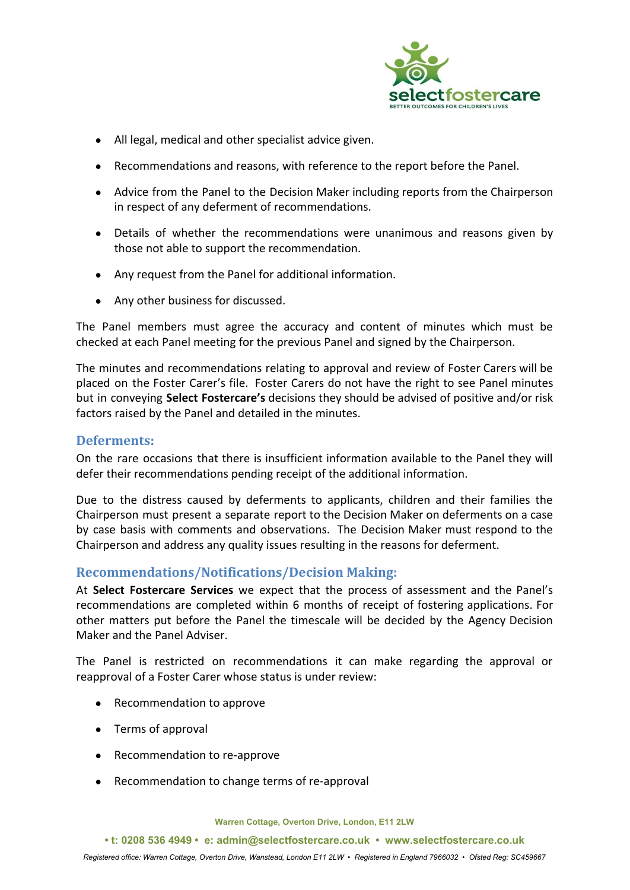- All legal, medical and other specialist advice given.
- Recommendations and reasons, with reference to the report before the Panel.
- Advice from the Panel to the Decision Maker including reports from the Chairperson in respect of any deferment of recommendations.
- Details of whether the recommendations were unanimous and reasons given by those not able to support the recommendation.
- Any request from the Panel for additional information.
- Any other business for discussed.

The Panel members must agree the accuracy and content of minutes which must be checked at each Panel meeting for the previous Panel and signed by the Chairperson.

The minutes and recommendations relating to approval and review of Foster Carers will be placed on the Foster Carer's file. Foster Carers do not have the right to see Panel minutes but in conveying **Select Fostercare's** decisions they should be advised of positive and/or risk factors raised by the Panel and detailed in the minutes.

## Deferments:

On the rare occasions that there is insufficient information available to the Panel they will defer their recommendations pending receipt of the additional information.

Due to the distress caused by deferments to applicants, children and their families the Chairperson must present a separate report to the Decision Maker on deferments on a case by case basis with comments and observations. The Decision Maker must respond to the Chairperson and address any quality issues resulting in the reasons for deferment.

## Recommendations/Notifications/Decision Making:

At **Select Fostercare Services** we expect that the process of assessment and the Panel's recommendations are completed within 6 months of receipt of fostering applications. For other matters put before the Panel the timescale will be decided by the Agency Decision Maker and the Panel Adviser.

The Panel is restricted on recommendations it can make regarding the approval or reapproval of a Foster Carer whose status is under review:

- Recommendation to approve
- Terms of approval
- Recommendation to re-approve
- Recommendation to change terms of re-approval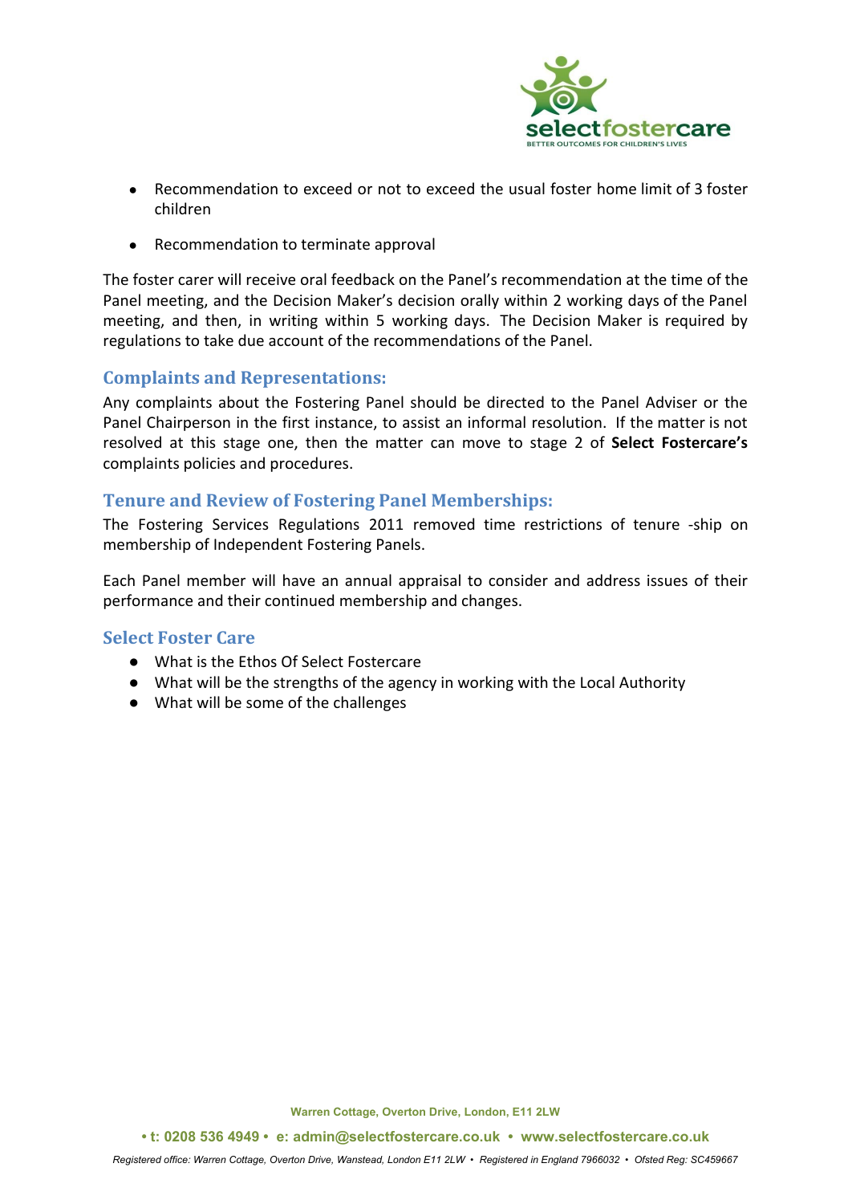- Recommendation to exceed or not to exceed the usual foster home limit of 3 foster children

- Recommendation to terminate approval

The foster carer will receive oral feedback on the Panel's recommendation at the time of the Panel meeting, and the Decision Maker's decision orally within 2 working days of the Panel meeting, and then, in writing within 5 working days. The Decision Maker is required by regulations to take due account of the recommendations of the Panel.

## Complaints and Representations:

Any complaints about the Fostering Panel should be directed to the Panel Adviser or the Panel Chairperson in the first instance, to assist an informal resolution. If the matter is not resolved at this stage one, then the matter can move to stage 2 of **Select Fostercare's** complaints policies and procedures.

## Tenure and Review of Fostering Panel Memberships:

The Fostering Services Regulations 2011 removed time restrictions of tenure -ship on membership of Independent Fostering Panels.

Each Panel member will have an annual appraisal to consider and address issues of their performance and their continued membership and changes.

## Select Foster Care

- What is the Ethos Of Select Fostercare
- What will be the strengths of the agency in working with the Local Authority
- What will be some of the challenges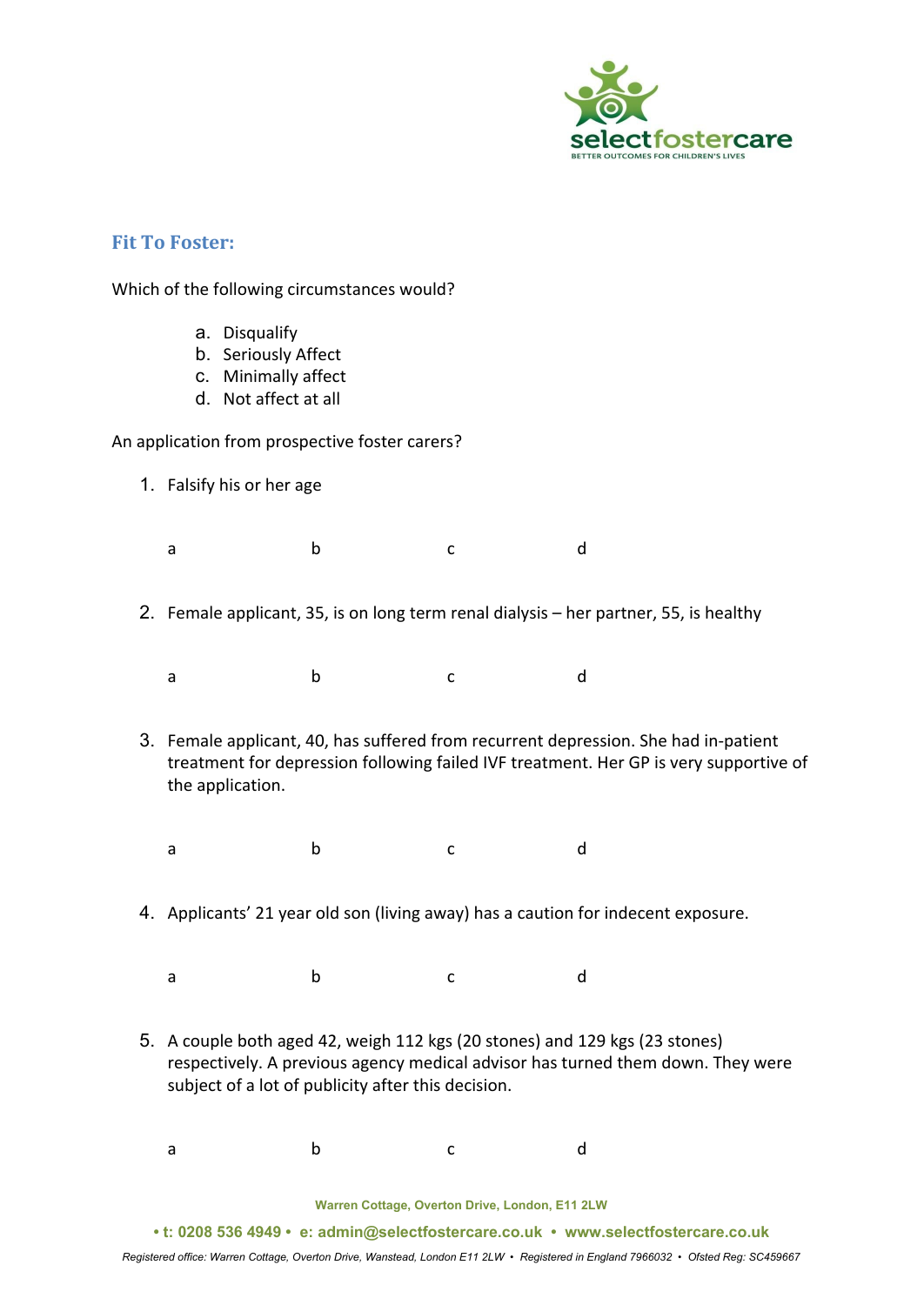## Fit To Foster:

Which of the following circumstances would?

a. Disqualify
b. Seriously Affect
c. Minimally affect
d. Not affect at all

An application from prospective foster carers?

1. Falsify his or her age

   a b c d

2. Female applicant, 35, is on long term renal dialysis – her partner, 55, is healthy

   a b c d

3. Female applicant, 40, has suffered from recurrent depression. She had in-patient treatment for depression following failed IVF treatment. Her GP is very supportive of the application.

   a b c d

4. Applicants' 21 year old son (living away) has a caution for indecent exposure.

   a b c d

5. A couple both aged 42, weigh 112 kgs (20 stones) and 129 kgs (23 stones) respectively. A previous agency medical advisor has turned them down. They were subject of a lot of publicity after this decision.

   a b c d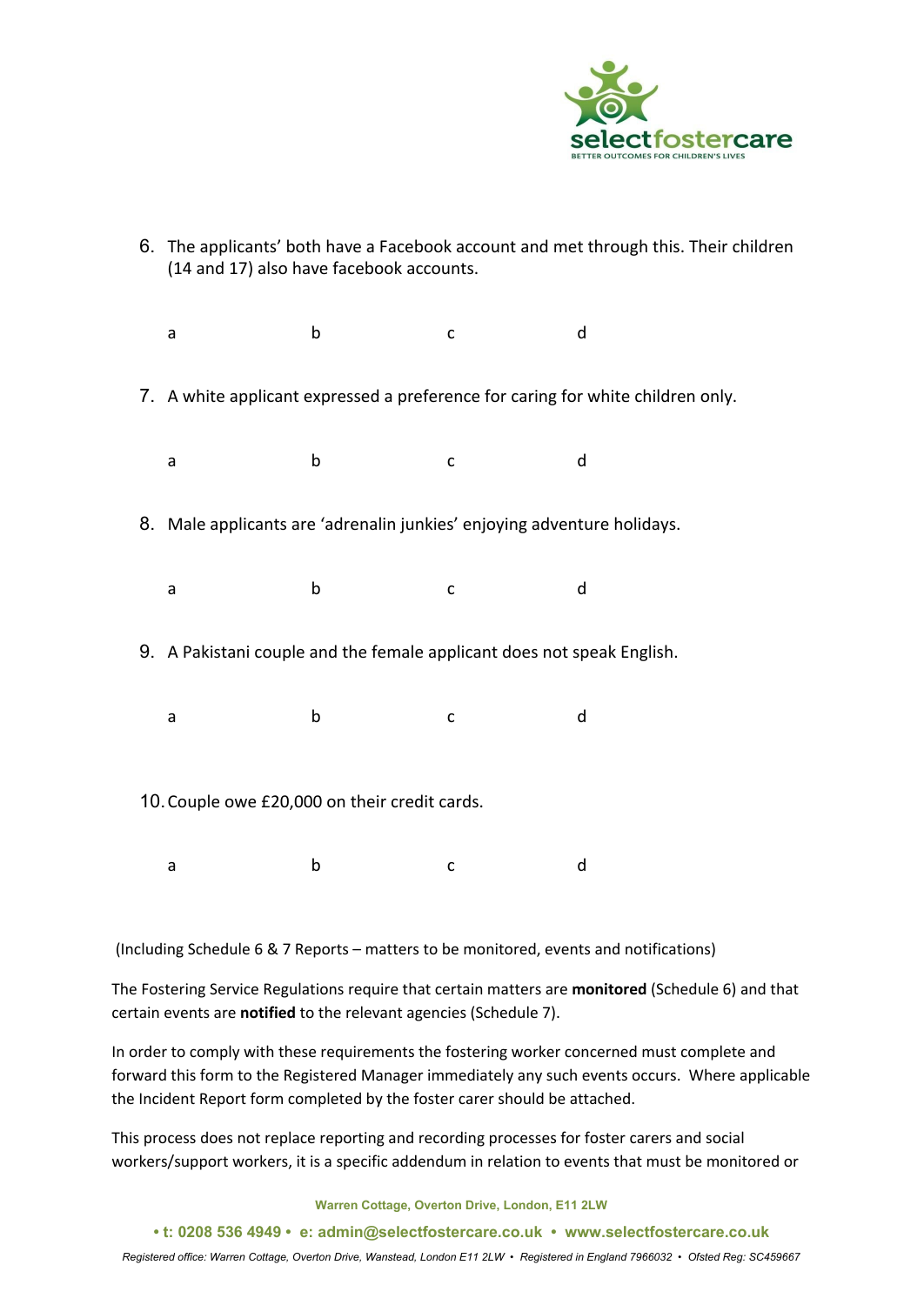6. The applicants' both have a Facebook account and met through this. Their children (14 and 17) also have facebook accounts.

   a b c d

7. A white applicant expressed a preference for caring for white children only.

   a b c d

8. Male applicants are 'adrenalin junkies' enjoying adventure holidays.

   a b c d

9. A Pakistani couple and the female applicant does not speak English.

   a b c d

10. Couple owe £20,000 on their credit cards.

    a b c d

(Including Schedule 6 & 7 Reports – matters to be monitored, events and notifications)

The Fostering Service Regulations require that certain matters are **monitored** (Schedule 6) and that certain events are **notified** to the relevant agencies (Schedule 7).

In order to comply with these requirements the fostering worker concerned must complete and forward this form to the Registered Manager immediately any such events occurs. Where applicable the Incident Report form completed by the foster carer should be attached.

This process does not replace reporting and recording processes for foster carers and social workers/support workers, it is a specific addendum in relation to events that must be monitored or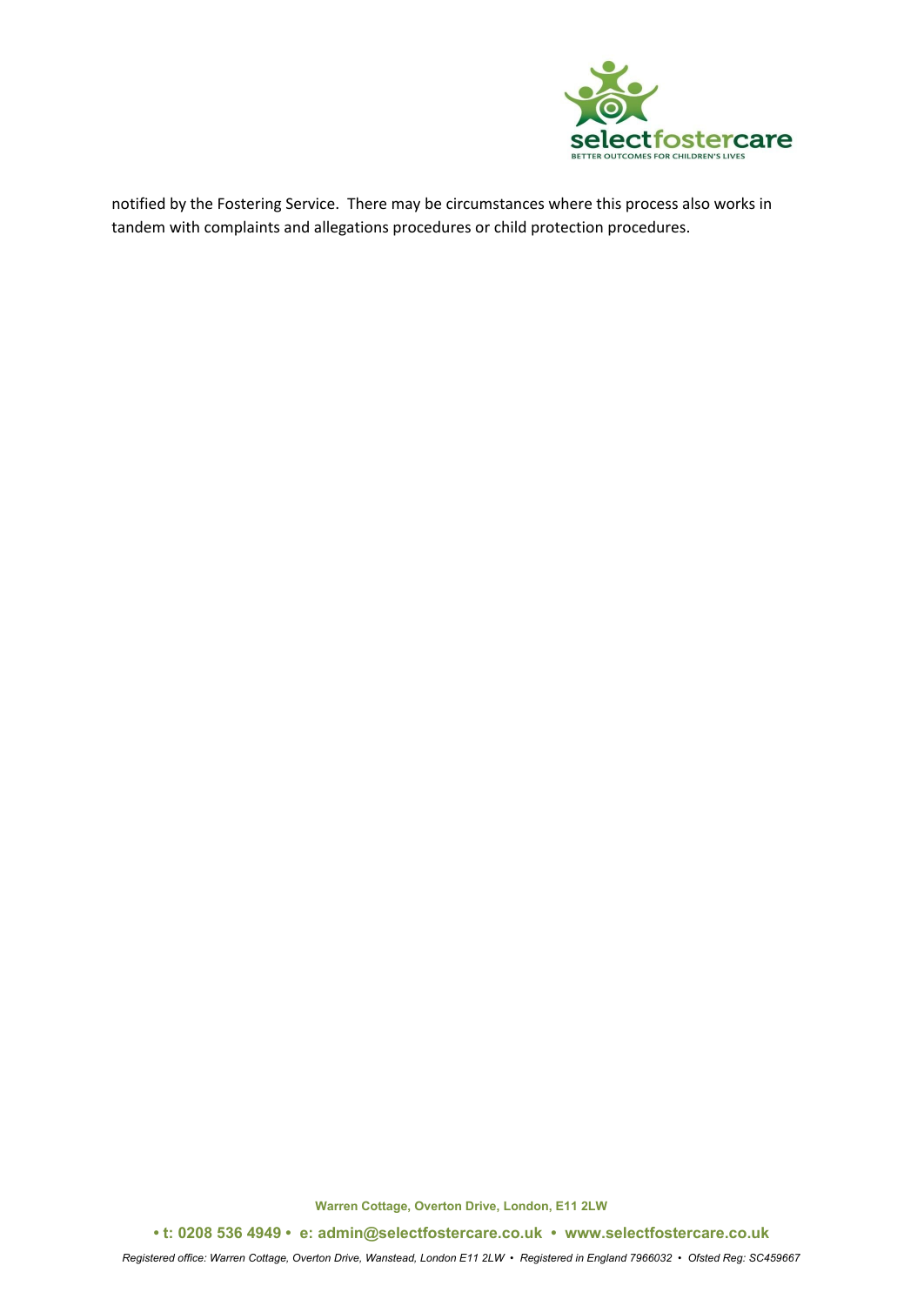notified by the Fostering Service. There may be circumstances where this process also works in tandem with complaints and allegations procedures or child protection procedures.